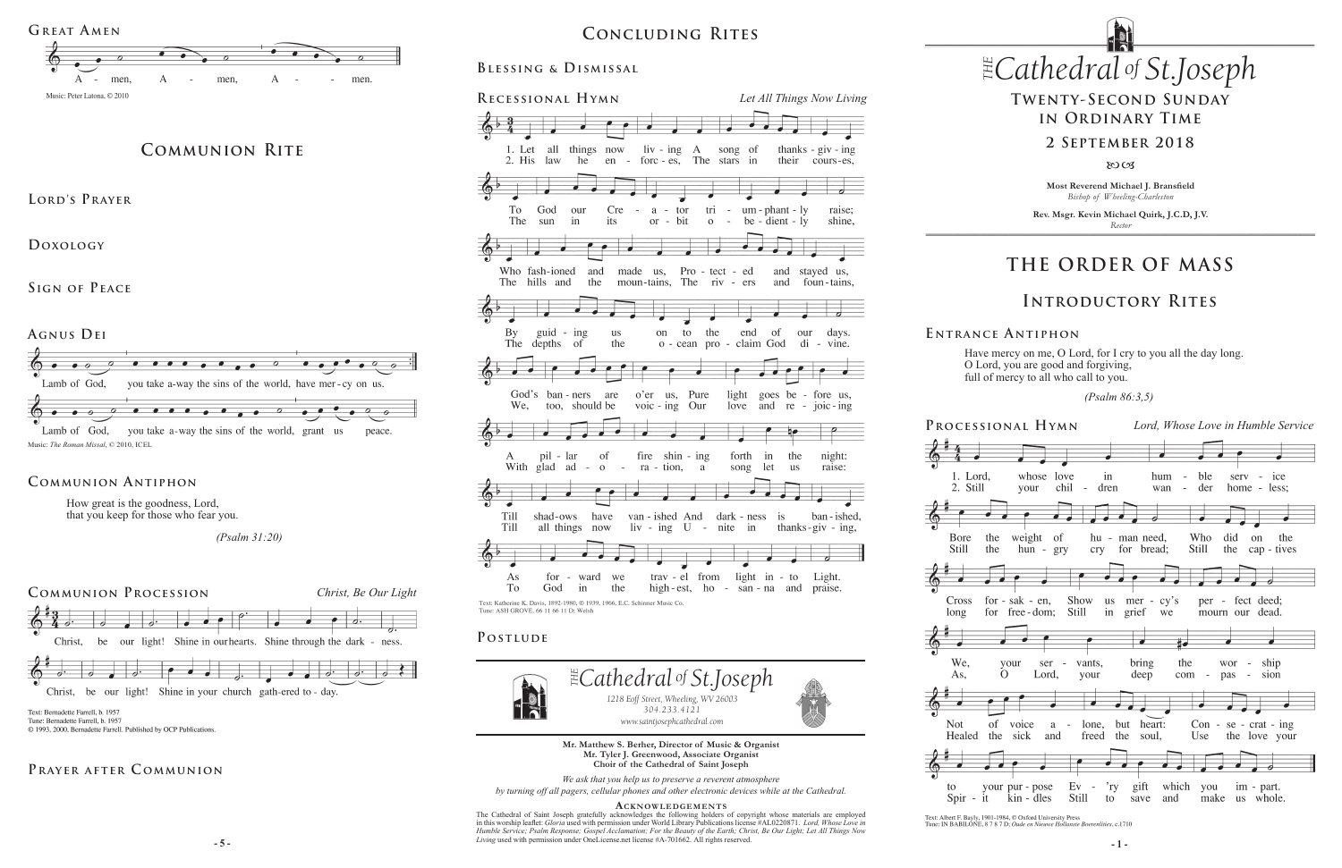## Great Amen

A - men, A - men, A - - men.

Music: Peter Latona, © 2010

# Communion Rite

## Lord's Prayer

## Doxology

## Sign of Peace

## Agnus Dei

Lamb of God, you take a-way the sins of the world, have mer-cy on us.

Lamb of God, you take a-way the sins of the world, grant us peace.

Music: *The Roman Missal*, © 2010, ICEL

## Communion Antiphon

How great is the goodness, Lord,
that you keep for those who fear you.

*(Psalm 31:20)*

## Communion Procession

*Christ, Be Our Light*

Christ, be our light! Shine in our hearts. Shine through the dark - ness.

Christ, be our light! Shine in your church gath-ered to - day.

Text: Bernadette Farrell, b. 1957
Tune: Bernadette Farrell, b. 1957
© 1993, 2000, Bernadette Farrell. Published by OCP Publications.

## Prayer after Communion

# Concluding Rites

## Blessing & Dismissal

## Recessional Hymn

*Let All Things Now Living*

1. Let all things now liv-ing A song of thanks-giv-ing To God our Cre-a-tor tri-um-phant-ly raise; Who fash-ioned and made us, Pro-tect-ed and stayed us, By guid-ing us on to the end of our days. God's ban-ners are o'er us, Pure light goes be-fore us, A pil-lar of fire shin-ing forth in the night: Till shad-ows have van-ished And dark-ness is ban-ished, As for-ward we trav-el from light in-to Light.

2. His law he en-forc-es, The stars in their cours-es, The sun in its or-bit o-be-dient-ly shine, The hills and the moun-tains, The riv-ers and foun-tains, The depths of the o-cean pro-claim God di-vine. We, too, should be voic-ing Our love and re-joic-ing With glad ad-o-ra-tion, a song let us raise: Till all things now liv-ing U-nite in thanks-giv-ing, To God in the high-est, ho-san-na and praise.

Text: Katherine K. Davis, 1892-1980, © 1939, 1966, E.C. Schirmer Music Co.
Tune: ASH GROVE, 66 11 66 11 D; Welsh

## Postlude

*The Cathedral of St. Joseph*
1218 Eoff Street, Wheeling, WV 26003
304.233.4121
www.saintjosephcathedral.com

**Mr. Matthew S. Berher, Director of Music & Organist**
**Mr. Tyler J. Greenwood, Associate Organist**
**Choir of the Cathedral of Saint Joseph**

*We ask that you help us to preserve a reverent atmosphere by turning off all pagers, cellular phones and other electronic devices while at the Cathedral.*

### Acknowledgements

The Cathedral of Saint Joseph gratefully acknowledges the following holders of copyright whose materials are employed in this worship leaflet: *Gloria* used with permission under World Library Publications license #AL0220871. *Lord, Whose Love in Humble Service; Psalm Response; Gospel Acclamation; For the Beauty of the Earth; Christ, Be Our Light; Let All Things Now Living* used with permission under OneLicense.net license #A-701662. All rights reserved.

# *The Cathedral of St. Joseph*

## Twenty-Second Sunday in Ordinary Time

## 2 September 2018

**Most Reverend Michael J. Bransfield**
*Bishop of Wheeling-Charleston*

**Rev. Msgr. Kevin Michael Quirk, J.C.D, J.V.**
*Rector*

# The Order of Mass

# Introductory Rites

## Entrance Antiphon

Have mercy on me, O Lord, for I cry to you all the day long.
O Lord, you are good and forgiving,
full of mercy to all who call to you.

*(Psalm 86:3,5)*

## Processional Hymn

*Lord, Whose Love in Humble Service*

1. Lord, whose love in hum-ble serv-ice Bore the weight of hu-man need, Who did on the Cross for-sak-en, Show us mer-cy's per-fect deed; We, your ser-vants, bring the wor-ship Not of voice a-lone, but heart: Con-se-crat-ing to your pur-pose Ev-'ry gift which you im-part.

2. Still your chil-dren wan-der home-less; Still the hun-gry cry for bread; Still the cap-tives long for free-dom; Still in grief we mourn our dead. As, O Lord, your deep com-pas-sion Healed the sick and freed the soul, Use the love your Spir-it kin-dles Still to save and make us whole.

Text: Albert F. Bayly, 1901-1984, © Oxford University Press
Tune: IN BABILONE, 8 7 8 7 D; *Oude en Nieuwe Hollantse Boerenlities*, c.1710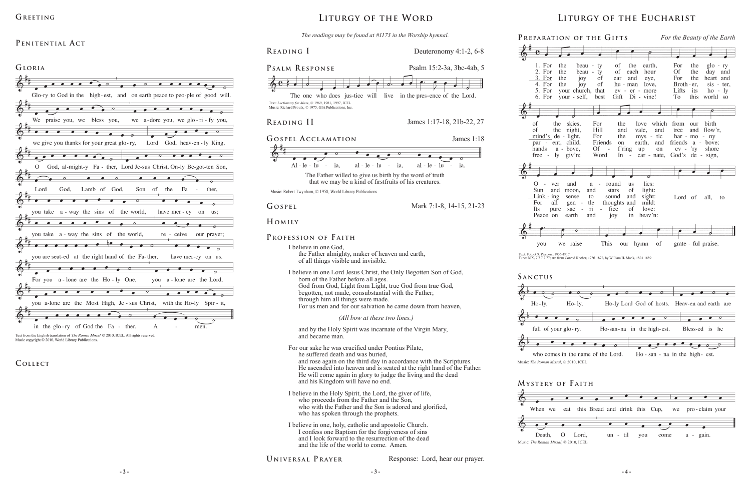## Greeting

## Penitential Act

## Gloria

Glo-ry to God in the high-est, and on earth peace to peo-ple of good will.

We praise you, we bless you, we a-dore you, we glo-ri-fy you,

we give you thanks for your great glo-ry, Lord God, heav-en-ly King,

O God, al-might-y Fa-ther, Lord Je-sus Christ, On-ly Be-got-ten Son,

Lord God, Lamb of God, Son of the Fa - ther,

you take a-way the sins of the world, have mer-cy on us;

you take a-way the sins of the world, re-ceive our prayer;

you are seat-ed at the right hand of the Fa-ther, have mer-cy on us.

For you a-lone are the Ho-ly One, you a-lone are the Lord,

you a-lone are the Most High, Je-sus Christ, with the Ho-ly Spir-it,

in the glo-ry of God the Fa-ther. A - men.

Text from the English translation of *The Roman Missal* © 2010, ICEL. All rights reserved.
Music copyright © 2010, World Library Publications.

## Collect

# Liturgy of the Word

*The readings may be found at #1173 in the Worship hymnal.*

## Reading I

Deuteronomy 4:1-2, 6-8

## Psalm Response

Psalm 15:2-3a, 3bc-4ab, 5

The one who does jus-tice will live in the pres-ence of the Lord.

Text: *Lectionary for Mass*, © 1969, 1981, 1997, ICEL
Music: Richard Proulx, © 1975, GIA Publications, Inc.

## Reading II

James 1:17-18, 21b-22, 27

## Gospel Acclamation

James 1:18

Al-le-lu-ia, al-le-lu-ia, al-le-lu-ia.

The Father willed to give us birth by the word of truth
that we may be a kind of firstfruits of his creatures.

Music: Robert Twynham, © 1958, World Library Publications

## Gospel

Mark 7:1-8, 14-15, 21-23

## Homily

## Profession of Faith

I believe in one God,
the Father almighty, maker of heaven and earth,
of all things visible and invisible.

I believe in one Lord Jesus Christ, the Only Begotten Son of God,
born of the Father before all ages.
God from God, Light from Light, true God from true God,
begotten, not made, consubstantial with the Father;
through him all things were made.
For us men and for our salvation he came down from heaven,

*(All bow at these two lines.)*

and by the Holy Spirit was incarnate of the Virgin Mary,
and became man.

For our sake he was crucified under Pontius Pilate,
he suffered death and was buried,
and rose again on the third day in accordance with the Scriptures.
He ascended into heaven and is seated at the right hand of the Father.
He will come again in glory to judge the living and the dead
and his Kingdom will have no end.

I believe in the Holy Spirit, the Lord, the giver of life,
who proceeds from the Father and the Son,
who with the Father and the Son is adored and glorified,
who has spoken through the prophets.

I believe in one, holy, catholic and apostolic Church.
I confess one Baptism for the forgiveness of sins
and I look forward to the resurrection of the dead
and the life of the world to come. Amen.

## Universal Prayer

Response: Lord, hear our prayer.

# Liturgy of the Eucharist

## Preparation of the Gifts

*For the Beauty of the Earth*

1. For the beauty of the earth, For the glory of the skies, For the love which from our birth O-ver and a-round us lies: Lord of all, to you we raise This our hymn of grateful praise.
2. For the beauty of each hour Of the day and of the night, Hill and vale, and tree and flow'r, Sun and moon, and stars of light:
3. For the joy of ear and eye, For the heart and mind's delight, For the mystic harmony Linking sense to sound and sight:
4. For the human love, Brother, sister, parent, child, Friends on earth, and friends above; For all gentle thoughts and mild:
5. For your church, that evermore Lifts its holy hands above, Of-f'ring up on ev'ry shore Its pure sacrifice of love:
6. For yourself, best Gift Divine! To this world so freely giv'n; Word Incarnate, God's design, Peace on earth and joy in heav'n:

Text: Folliot S. Pierpont, 1835-1917
Tune: DIX, 7 7 7 7 77; arr. from Conrad Kocher, 1786-1872, by William H. Monk, 1823-1889

## Sanctus

Ho-ly, Ho-ly, Ho-ly Lord God of hosts. Heav-en and earth are full of your glo-ry. Ho-san-na in the high-est. Bless-ed is he who comes in the name of the Lord. Ho-san-na in the high-est.

Music: *The Roman Missal*, © 2010, ICEL

## Mystery of Faith

When we eat this Bread and drink this Cup, we pro-claim your Death, O Lord, un-til you come a-gain.

Music: *The Roman Missal*, © 2010, ICEL